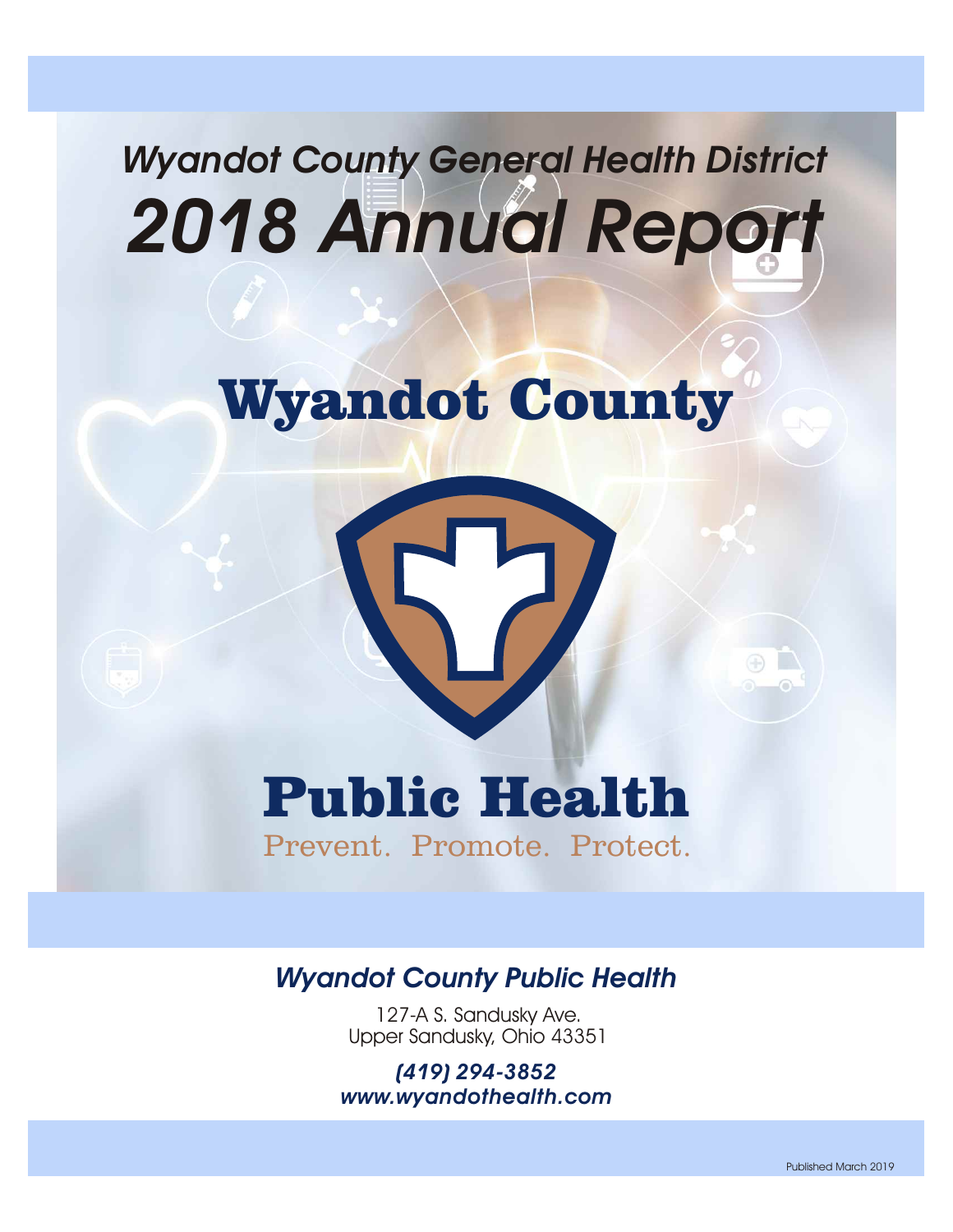# Wyandot County General Health District

# 2018 Annual Report

## Wyandot County

## Public Health

Prevent. Promote. Protect.

### *Wyandot County Public Health*

127-A S. Sandusky Ave.
Upper Sandusky, Ohio 43351

***(419) 294-3852***
***www.wyandothealth.com***

Published March 2019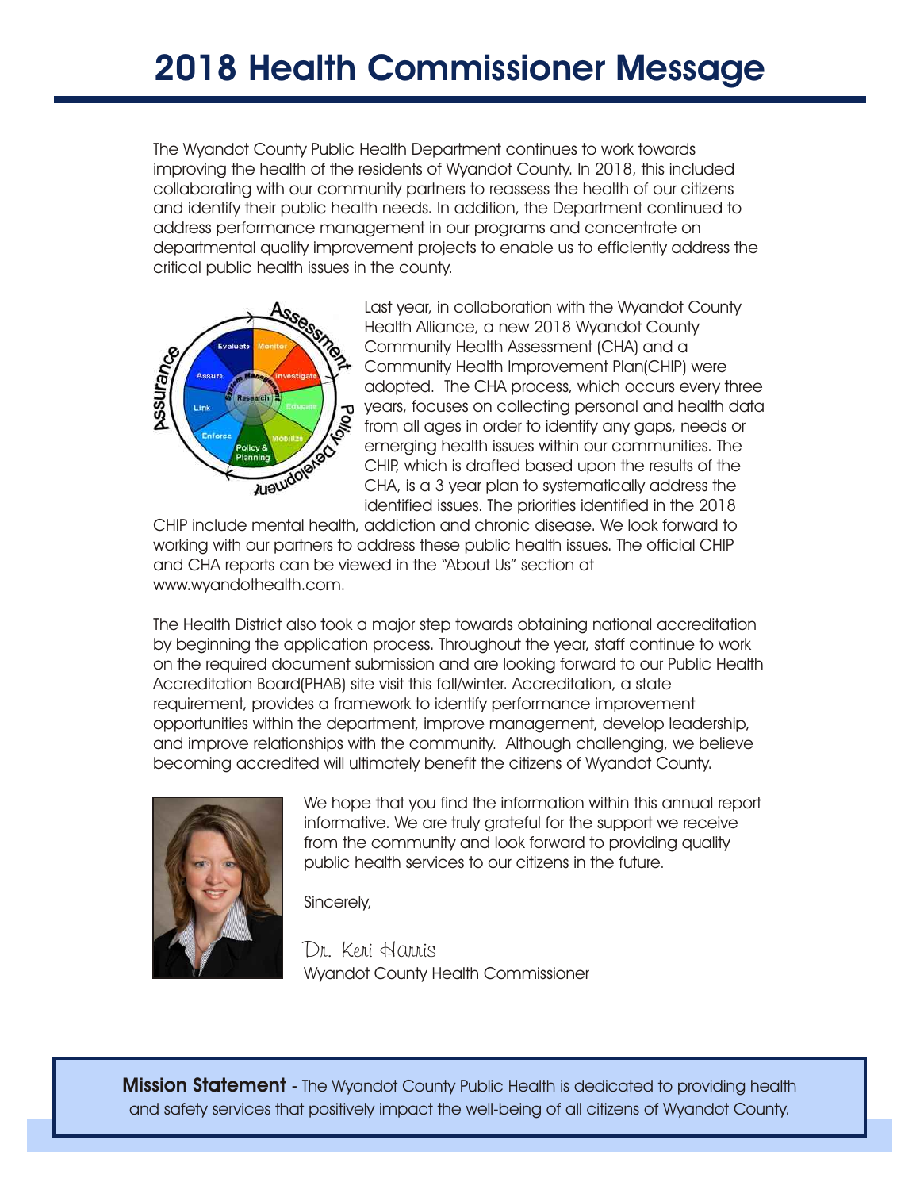# 2018 Health Commissioner Message

The Wyandot County Public Health Department continues to work towards improving the health of the residents of Wyandot County. In 2018, this included collaborating with our community partners to reassess the health of our citizens and identify their public health needs. In addition, the Department continued to address performance management in our programs and concentrate on departmental quality improvement projects to enable us to efficiently address the critical public health issues in the county.

Last year, in collaboration with the Wyandot County Health Alliance, a new 2018 Wyandot County Community Health Assessment (CHA) and a Community Health Improvement Plan(CHIP) were adopted. The CHA process, which occurs every three years, focuses on collecting personal and health data from all ages in order to identify any gaps, needs or emerging health issues within our communities. The CHIP, which is drafted based upon the results of the CHA, is a 3 year plan to systematically address the identified issues. The priorities identified in the 2018 CHIP include mental health, addiction and chronic disease. We look forward to working with our partners to address these public health issues. The official CHIP and CHA reports can be viewed in the "About Us" section at www.wyandothealth.com.

The Health District also took a major step towards obtaining national accreditation by beginning the application process. Throughout the year, staff continue to work on the required document submission and are looking forward to our Public Health Accreditation Board(PHAB) site visit this fall/winter. Accreditation, a state requirement, provides a framework to identify performance improvement opportunities within the department, improve management, develop leadership, and improve relationships with the community. Although challenging, we believe becoming accredited will ultimately benefit the citizens of Wyandot County.

We hope that you find the information within this annual report informative. We are truly grateful for the support we receive from the community and look forward to providing quality public health services to our citizens in the future.

Sincerely,

Dr. Keri Harris
Wyandot County Health Commissioner

**Mission Statement** - The Wyandot County Public Health is dedicated to providing health and safety services that positively impact the well-being of all citizens of Wyandot County.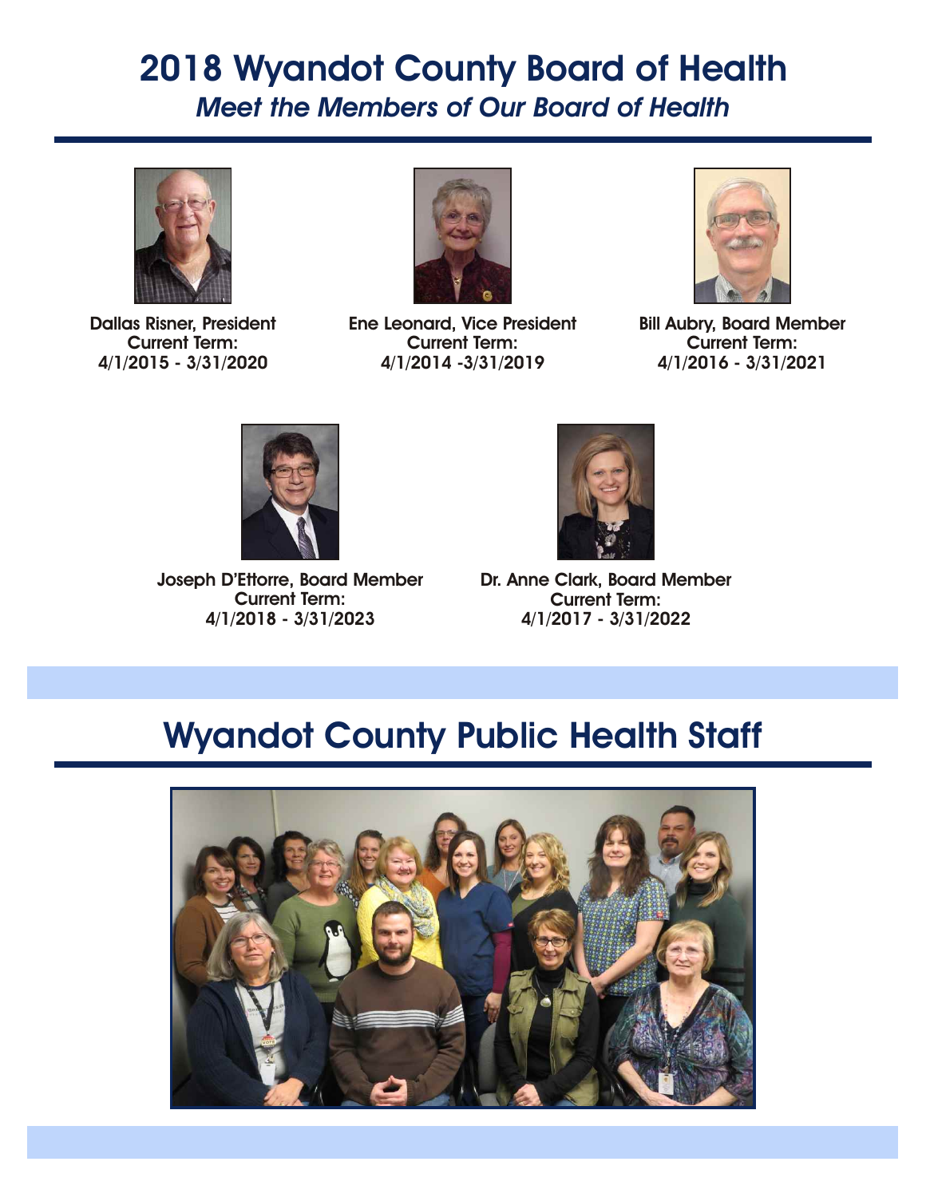# 2018 Wyandot County Board of Health

## *Meet the Members of Our Board of Health*

**Dallas Risner, President**
**Current Term:**
**4/1/2015 - 3/31/2020**

**Ene Leonard, Vice President**
**Current Term:**
**4/1/2014 -3/31/2019**

**Bill Aubry, Board Member**
**Current Term:**
**4/1/2016 - 3/31/2021**

**Joseph D'Ettorre, Board Member**
**Current Term:**
**4/1/2018 - 3/31/2023**

**Dr. Anne Clark, Board Member**
**Current Term:**
**4/1/2017 - 3/31/2022**

# Wyandot County Public Health Staff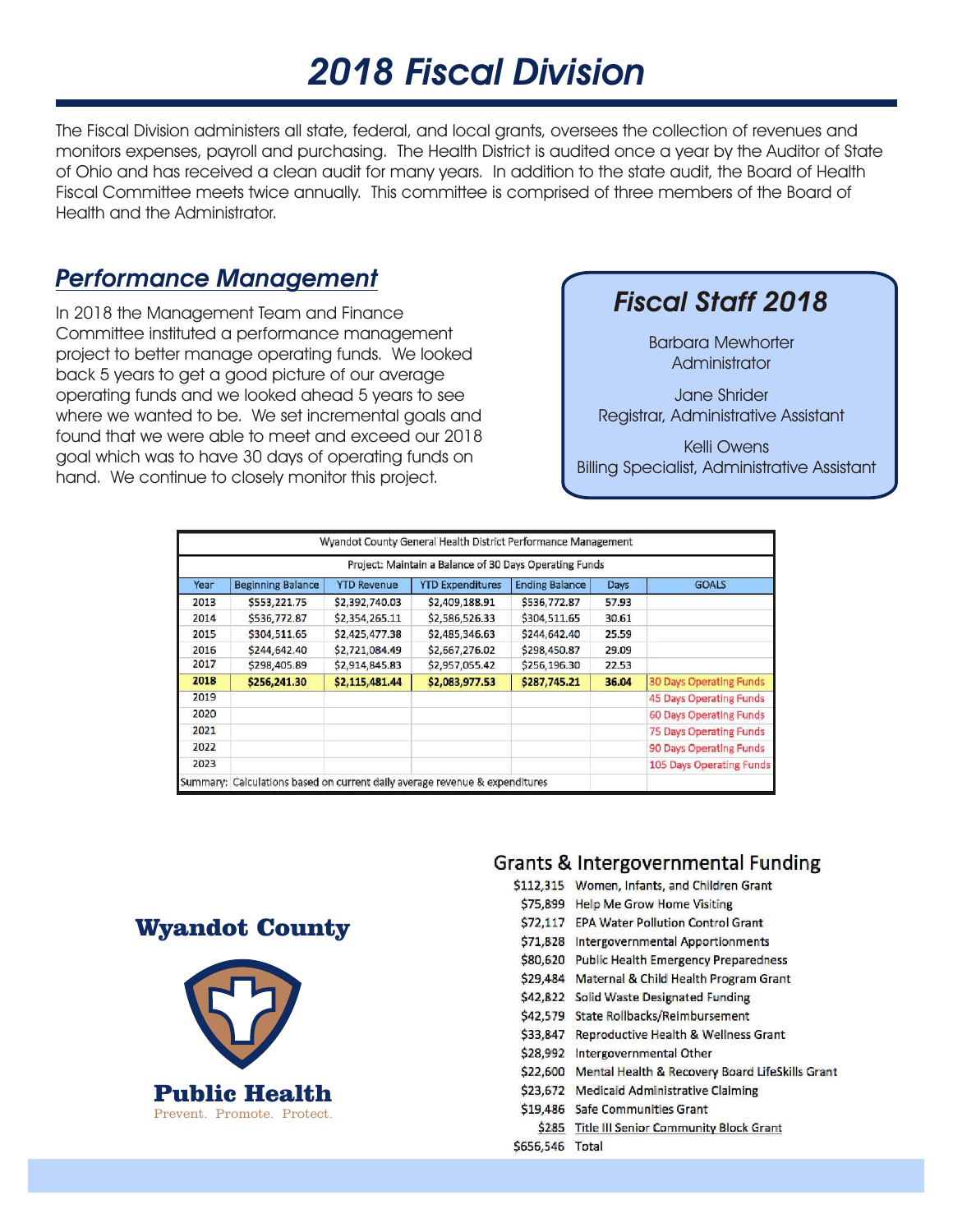# 2018 Fiscal Division

The Fiscal Division administers all state, federal, and local grants, oversees the collection of revenues and monitors expenses, payroll and purchasing. The Health District is audited once a year by the Auditor of State of Ohio and has received a clean audit for many years. In addition to the state audit, the Board of Health Fiscal Committee meets twice annually. This committee is comprised of three members of the Board of Health and the Administrator.

## *Performance Management*

In 2018 the Management Team and Finance Committee instituted a performance management project to better manage operating funds. We looked back 5 years to get a good picture of our average operating funds and we looked ahead 5 years to see where we wanted to be. We set incremental goals and found that we were able to meet and exceed our 2018 goal which was to have 30 days of operating funds on hand. We continue to closely monitor this project.

## *Fiscal Staff 2018*

Barbara Mewhorter
Administrator

Jane Shrider
Registrar, Administrative Assistant

Kelli Owens
Billing Specialist, Administrative Assistant

| Wyandot County General Health District Performance Management | | | | | | |
|---|---|---|---|---|---|---|
| Project: Maintain a Balance of 30 Days Operating Funds | | | | | | |
| Year | Beginning Balance | YTD Revenue | YTD Expenditures | Ending Balance | Days | GOALS |
| 2013 | $553,221.75 | $2,392,740.03 | $2,409,188.91 | $536,772.87 | 57.93 | |
| 2014 | $536,772.87 | $2,354,265.11 | $2,586,526.33 | $304,511.65 | 30.61 | |
| 2015 | $304,511.65 | $2,425,477.38 | $2,485,346.63 | $244,642.40 | 25.59 | |
| 2016 | $244,642.40 | $2,721,084.49 | $2,667,276.02 | $298,450.87 | 29.09 | |
| 2017 | $298,405.89 | $2,914,845.83 | $2,957,055.42 | $256,196.30 | 22.53 | |
| **2018** | **$256,241.30** | **$2,115,481.44** | **$2,083,977.53** | **$287,745.21** | **36.04** | 30 Days Operating Funds |
| 2019 | | | | | | 45 Days Operating Funds |
| 2020 | | | | | | 60 Days Operating Funds |
| 2021 | | | | | | 75 Days Operating Funds |
| 2022 | | | | | | 90 Days Operating Funds |
| 2023 | | | | | | 105 Days Operating Funds |
| Summary: Calculations based on current daily average revenue & expenditures | | | | | | |

## Grants & Intergovernmental Funding

| Amount | Source |
|---|---|
| $112,315 | Women, Infants, and Children Grant |
| $75,899 | Help Me Grow Home Visiting |
| $72,117 | EPA Water Pollution Control Grant |
| $71,828 | Intergovernmental Apportionments |
| $80,620 | Public Health Emergency Preparedness |
| $29,484 | Maternal & Child Health Program Grant |
| $42,822 | Solid Waste Designated Funding |
| $42,579 | State Rollbacks/Reimbursement |
| $33,847 | Reproductive Health & Wellness Grant |
| $28,992 | Intergovernmental Other |
| $22,600 | Mental Health & Recovery Board LifeSkills Grant |
| $23,672 | Medicaid Administrative Claiming |
| $19,486 | Safe Communities Grant |
| $285 | Title III Senior Community Block Grant |
| $656,546 | Total |

**Wyandot County**

**Public Health**
Prevent. Promote. Protect.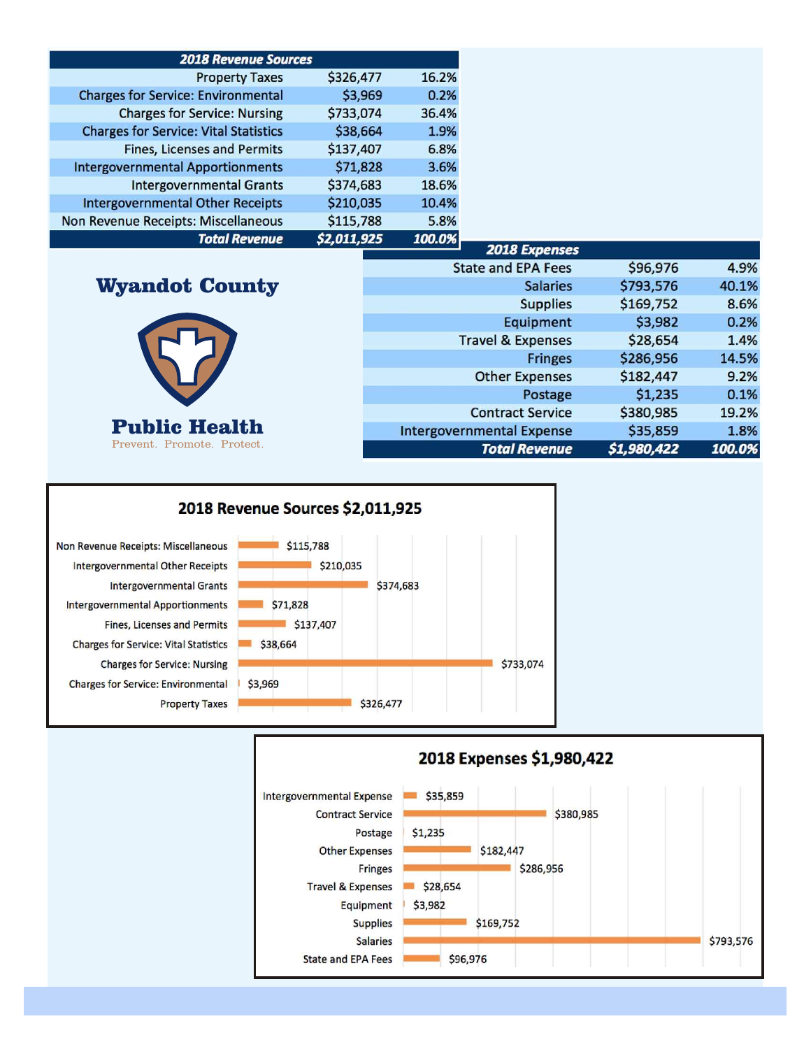| 2018 Revenue Sources | | |
|---|---|---|
| Property Taxes | $326,477 | 16.2% |
| Charges for Service: Environmental | $3,969 | 0.2% |
| Charges for Service: Nursing | $733,074 | 36.4% |
| Charges for Service: Vital Statistics | $38,664 | 1.9% |
| Fines, Licenses and Permits | $137,407 | 6.8% |
| Intergovernmental Apportionments | $71,828 | 3.6% |
| Intergovernmental Grants | $374,683 | 18.6% |
| Intergovernmental Other Receipts | $210,035 | 10.4% |
| Non Revenue Receipts: Miscellaneous | $115,788 | 5.8% |
| ***Total Revenue*** | ***$2,011,925*** | ***100.0%*** |

## Wyandot County

## Public Health

Prevent. Promote. Protect.

| 2018 Expenses | | |
|---|---|---|
| State and EPA Fees | $96,976 | 4.9% |
| Salaries | $793,576 | 40.1% |
| Supplies | $169,752 | 8.6% |
| Equipment | $3,982 | 0.2% |
| Travel & Expenses | $28,654 | 1.4% |
| Fringes | $286,956 | 14.5% |
| Other Expenses | $182,447 | 9.2% |
| Postage | $1,235 | 0.1% |
| Contract Service | $380,985 | 19.2% |
| Intergovernmental Expense | $35,859 | 1.8% |
| ***Total Revenue*** | ***$1,980,422*** | ***100.0%*** |

### 2018 Revenue Sources $2,011,925

| Source | Amount |
|---|---|
| Non Revenue Receipts: Miscellaneous | $115,788 |
| Intergovernmental Other Receipts | $210,035 |
| Intergovernmental Grants | $374,683 |
| Intergovernmental Apportionments | $71,828 |
| Fines, Licenses and Permits | $137,407 |
| Charges for Service: Vital Statistics | $38,664 |
| Charges for Service: Nursing | $733,074 |
| Charges for Service: Environmental | $3,969 |
| Property Taxes | $326,477 |

### 2018 Expenses $1,980,422

| Expense | Amount |
|---|---|
| Intergovernmental Expense | $35,859 |
| Contract Service | $380,985 |
| Postage | $1,235 |
| Other Expenses | $182,447 |
| Fringes | $286,956 |
| Travel & Expenses | $28,654 |
| Equipment | $3,982 |
| Supplies | $169,752 |
| Salaries | $793,576 |
| State and EPA Fees | $96,976 |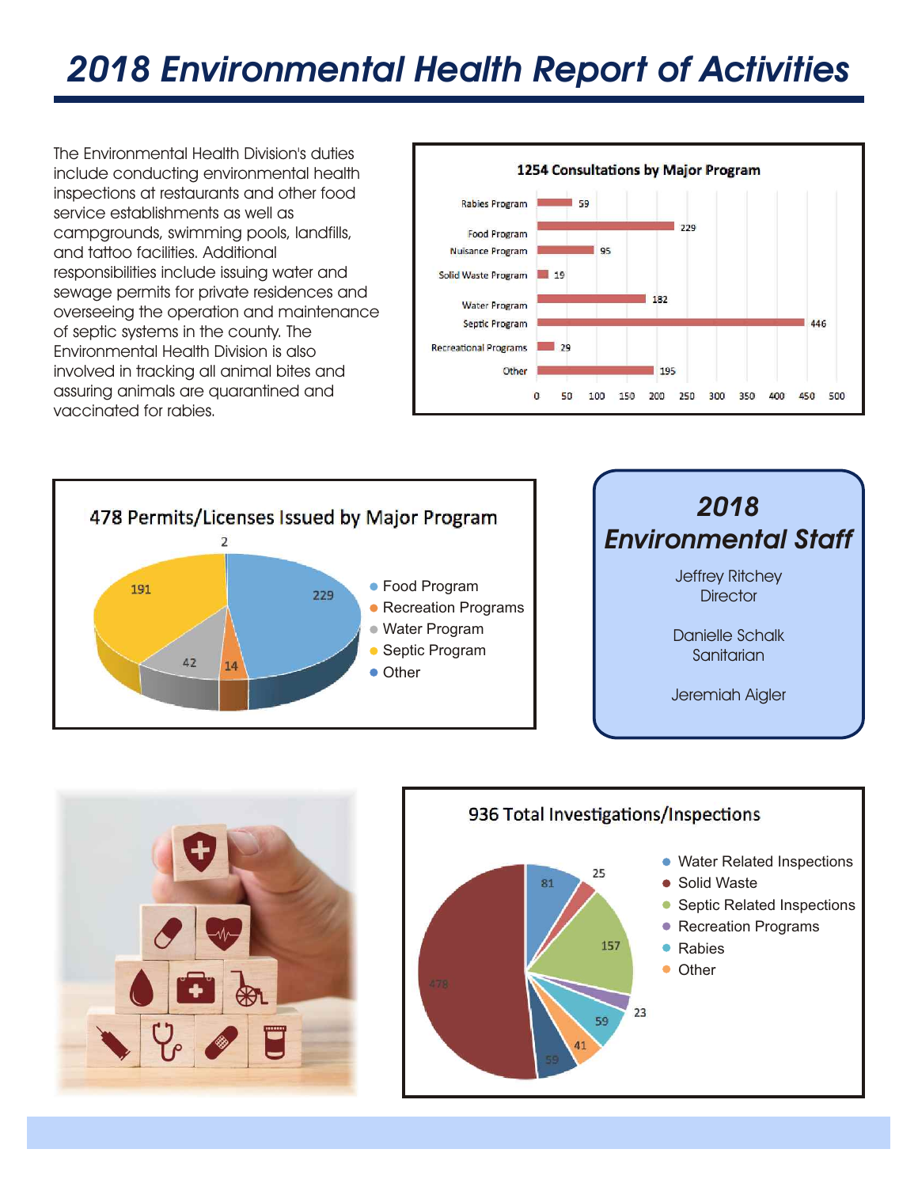# 2018 Environmental Health Report of Activities

The Environmental Health Division's duties include conducting environmental health inspections at restaurants and other food service establishments as well as campgrounds, swimming pools, landfills, and tattoo facilities. Additional responsibilities include issuing water and sewage permits for private residences and overseeing the operation and maintenance of septic systems in the county. The Environmental Health Division is also involved in tracking all animal bites and assuring animals are quarantined and vaccinated for rabies.

**1254 Consultations by Major Program**

| Program | Consultations |
|---|---|
| Rabies Program | 59 |
| Food Program | 229 |
| Nuisance Program | 95 |
| Solid Waste Program | 19 |
| Water Program | 182 |
| Septic Program | 446 |
| Recreational Programs | 29 |
| Other | 195 |

**478 Permits/Licenses Issued by Major Program**

| Program | Permits/Licenses |
|---|---|
| Food Program | 229 |
| Recreation Programs | 14 |
| Water Program | 42 |
| Septic Program | 191 |
| Other | 2 |

## 2018 Environmental Staff

Jeffrey Ritchey
Director

Danielle Schalk
Sanitarian

Jeremiah Aigler

**936 Total Investigations/Inspections**

Water Related Inspections, Solid Waste, Septic Related Inspections, Recreation Programs, Rabies, Other

Values shown: 81, 25, 157, 23, 59, 41, 59, 478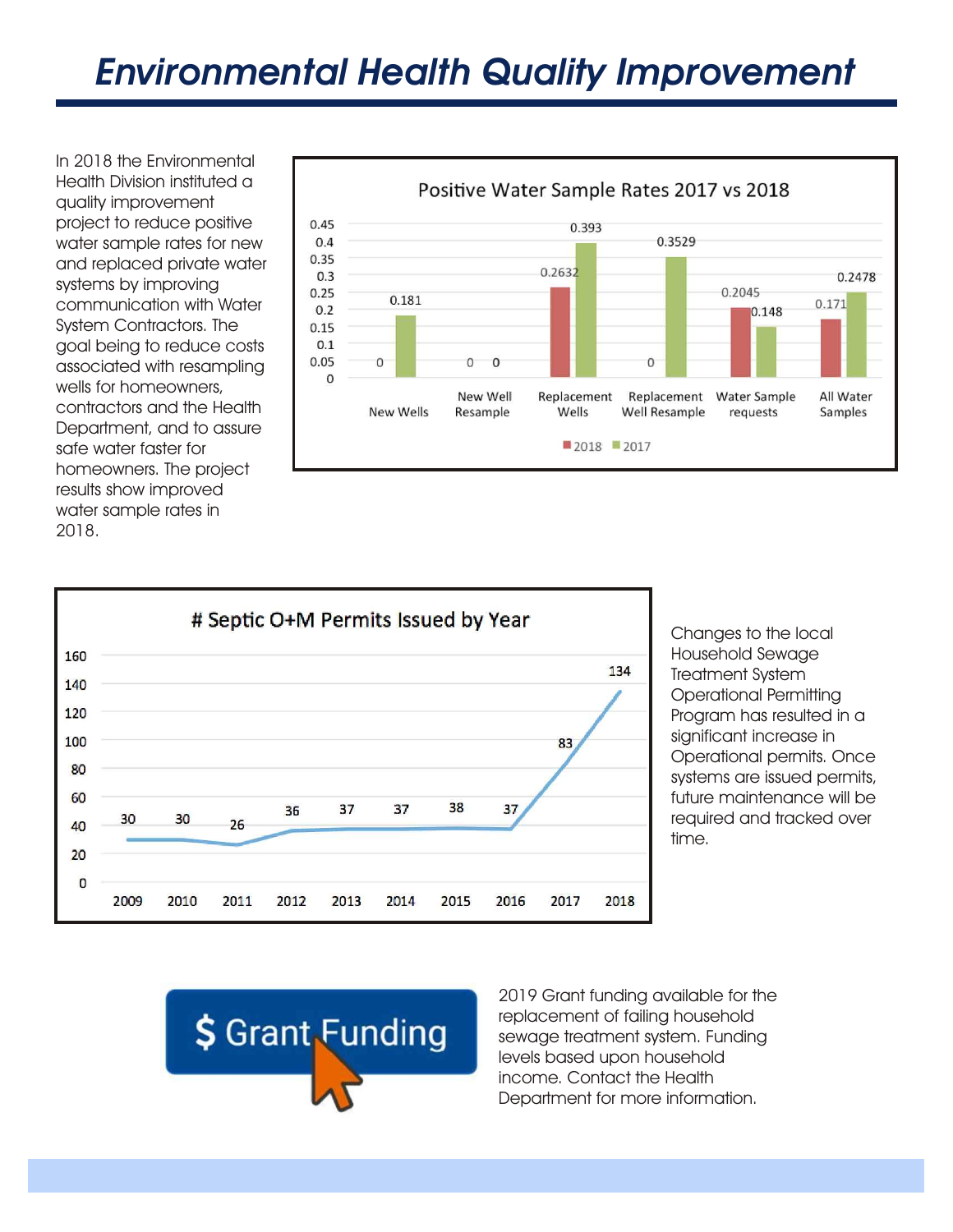# Environmental Health Quality Improvement

In 2018 the Environmental Health Division instituted a quality improvement project to reduce positive water sample rates for new and replaced private water systems by improving communication with Water System Contractors. The goal being to reduce costs associated with resampling wells for homeowners, contractors and the Health Department, and to assure safe water faster for homeowners. The project results show improved water sample rates in 2018.

**Positive Water Sample Rates 2017 vs 2018**

| | 2018 | 2017 |
|---|---|---|
| New Wells | 0 | 0.181 |
| New Well Resample | 0 | 0 |
| Replacement Wells | 0.2632 | 0.393 |
| Replacement Well Resample | 0 | 0.3529 |
| Water Sample requests | 0.2045 | 0.148 |
| All Water Samples | 0.171 | 0.2478 |

**# Septic O+M Permits Issued by Year**

| 2009 | 2010 | 2011 | 2012 | 2013 | 2014 | 2015 | 2016 | 2017 | 2018 |
|---|---|---|---|---|---|---|---|---|---|
| 30 | 30 | 26 | 36 | 37 | 37 | 38 | 37 | 83 | 134 |

Changes to the local Household Sewage Treatment System Operational Permitting Program has resulted in a significant increase in Operational permits. Once systems are issued permits, future maintenance will be required and tracked over time.

**$ Grant Funding**

2019 Grant funding available for the replacement of failing household sewage treatment system. Funding levels based upon household income. Contact the Health Department for more information.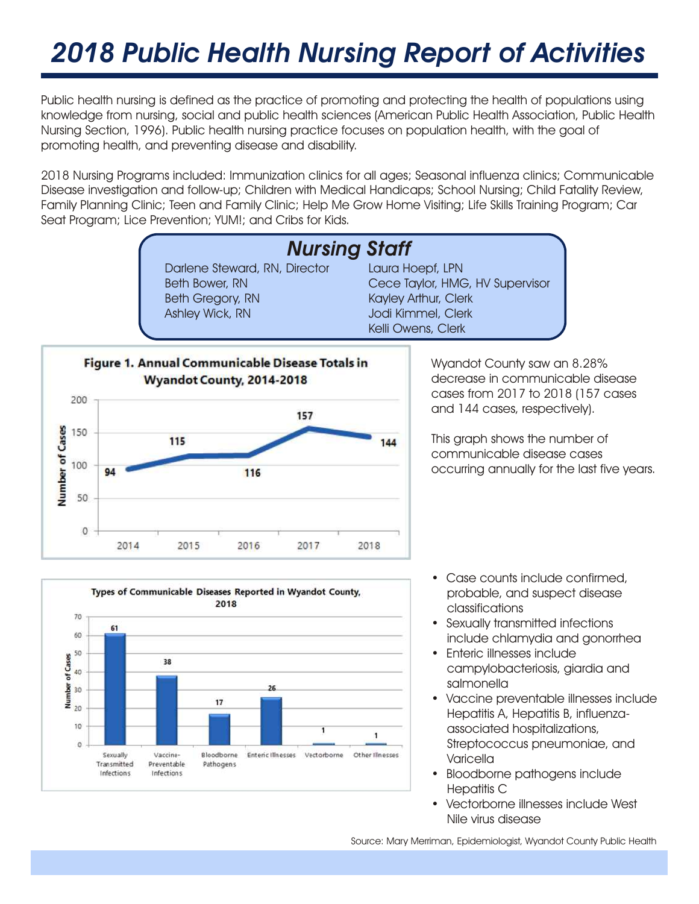# *2018 Public Health Nursing Report of Activities*

Public health nursing is defined as the practice of promoting and protecting the health of populations using knowledge from nursing, social and public health sciences (American Public Health Association, Public Health Nursing Section, 1996). Public health nursing practice focuses on population health, with the goal of promoting health, and preventing disease and disability.

2018 Nursing Programs included: Immunization clinics for all ages; Seasonal influenza clinics; Communicable Disease investigation and follow-up; Children with Medical Handicaps; School Nursing; Child Fatality Review, Family Planning Clinic; Teen and Family Clinic; Help Me Grow Home Visiting; Life Skills Training Program; Car Seat Program; Lice Prevention; YUM!; and Cribs for Kids.

## *Nursing Staff*

| | |
|---|---|
| Darlene Steward, RN, Director | Laura Hoepf, LPN |
| Beth Bower, RN | Cece Taylor, HMG, HV Supervisor |
| Beth Gregory, RN | Kayley Arthur, Clerk |
| Ashley Wick, RN | Jodi Kimmel, Clerk |
| | Kelli Owens, Clerk |

**Figure 1. Annual Communicable Disease Totals in Wyandot County, 2014-2018**

| Year | Number of Cases |
|---|---|
| 2014 | 94 |
| 2015 | 115 |
| 2016 | 116 |
| 2017 | 157 |
| 2018 | 144 |

Wyandot County saw an 8.28% decrease in communicable disease cases from 2017 to 2018 (157 cases and 144 cases, respectively).

This graph shows the number of communicable disease cases occurring annually for the last five years.

**Types of Communicable Diseases Reported in Wyandot County, 2018**

| Type | Number of Cases |
|---|---|
| Sexually Transmitted Infections | 61 |
| Vaccine-Preventable Infections | 38 |
| Bloodborne Pathogens | 17 |
| Enteric Illnesses | 26 |
| Vectorborne | 1 |
| Other Illnesses | 1 |

- Case counts include confirmed, probable, and suspect disease classifications
- Sexually transmitted infections include chlamydia and gonorrhea
- Enteric illnesses include campylobacteriosis, giardia and salmonella
- Vaccine preventable illnesses include Hepatitis A, Hepatitis B, influenza-associated hospitalizations, Streptococcus pneumoniae, and Varicella
- Bloodborne pathogens include Hepatitis C
- Vectorborne illnesses include West Nile virus disease

Source: Mary Merriman, Epidemiologist, Wyandot County Public Health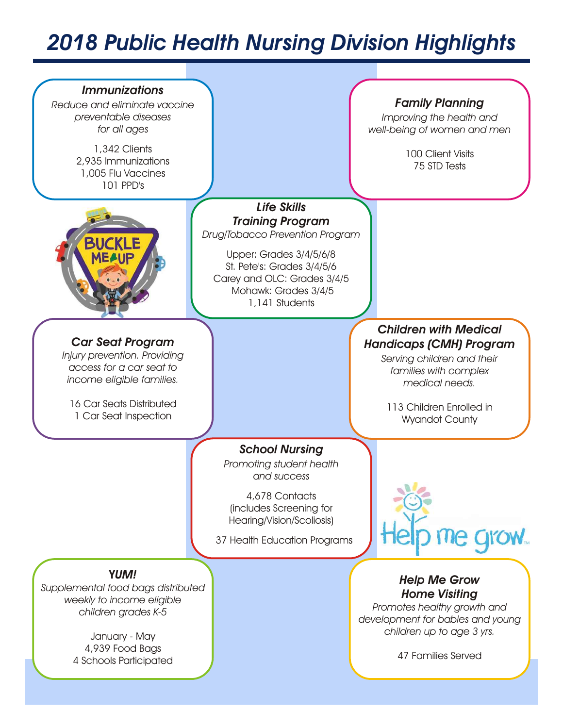# 2018 Public Health Nursing Division Highlights

### Immunizations

*Reduce and eliminate vaccine preventable diseases for all ages*

1,342 Clients
2,935 Immunizations
1,005 Flu Vaccines
101 PPD's

### Family Planning

*Improving the health and well-being of women and men*

100 Client Visits
75 STD Tests

### Life Skills Training Program

*Drug/Tobacco Prevention Program*

Upper: Grades 3/4/5/6/8
St. Pete's: Grades 3/4/5/6
Carey and OLC: Grades 3/4/5
Mohawk: Grades 3/4/5
1,141 Students

### Car Seat Program

*Injury prevention. Providing access for a car seat to income eligible families.*

16 Car Seats Distributed
1 Car Seat Inspection

### Children with Medical Handicaps (CMH) Program

*Serving children and their families with complex medical needs.*

113 Children Enrolled in Wyandot County

### School Nursing

*Promoting student health and success*

4,678 Contacts (includes Screening for Hearing/Vision/Scoliosis)

37 Health Education Programs

### YUM!

*Supplemental food bags distributed weekly to income eligible children grades K-5*

January - May
4,939 Food Bags
4 Schools Participated

### Help Me Grow Home Visiting

*Promotes healthy growth and development for babies and young children up to age 3 yrs.*

47 Families Served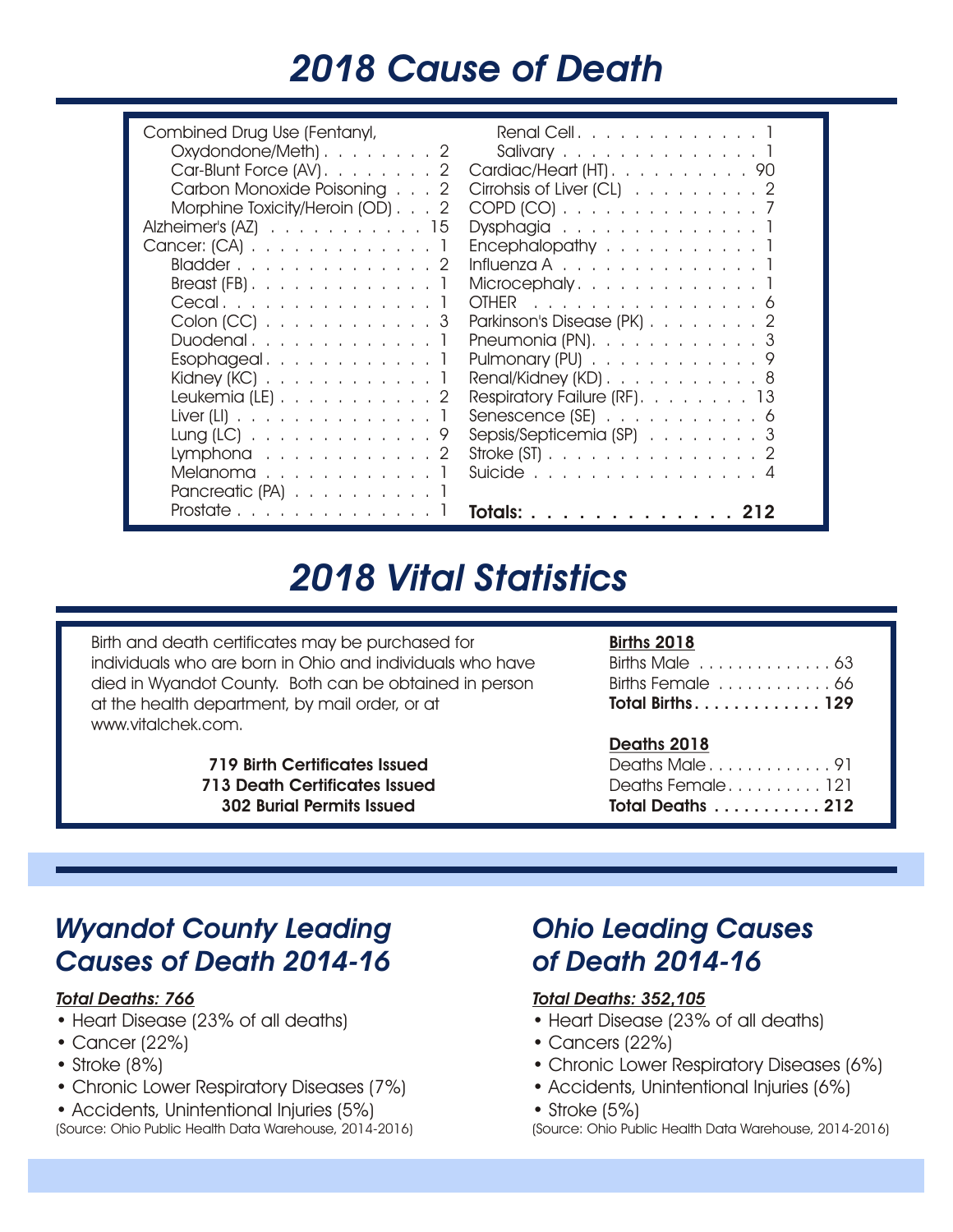# 2018 Cause of Death

| Cause | Count |
|---|---|
| Combined Drug Use (Fentanyl, | |
| Oxydondone/Meth) | 2 |
| Car-Blunt Force (AV) | 2 |
| Carbon Monoxide Poisoning | 2 |
| Morphine Toxicity/Heroin (OD) | 2 |
| Alzheimer's (AZ) | 15 |
| Cancer: (CA) | 1 |
| Bladder | 2 |
| Breast (FB) | 1 |
| Cecal | 1 |
| Colon (CC) | 3 |
| Duodenal | 1 |
| Esophageal | 1 |
| Kidney (KC) | 1 |
| Leukemia (LE) | 2 |
| Liver (LI) | 1 |
| Lung (LC) | 9 |
| Lymphona | 2 |
| Melanoma | 1 |
| Pancreatic (PA) | 1 |
| Prostate | 1 |
| Renal Cell | 1 |
| Salivary | 1 |
| Cardiac/Heart (HT) | 90 |
| Cirrohsis of Liver (CL) | 2 |
| COPD (CO) | 7 |
| Dysphagia | 1 |
| Encephalopathy | 1 |
| Influenza A | 1 |
| Microcephaly | 1 |
| OTHER | 6 |
| Parkinson's Disease (PK) | 2 |
| Pneumonia (PN) | 3 |
| Pulmonary (PU) | 9 |
| Renal/Kidney (KD) | 8 |
| Respiratory Failure (RF) | 13 |
| Senescence (SE) | 6 |
| Sepsis/Septicemia (SP) | 3 |
| Stroke (ST) | 2 |
| Suicide | 4 |
| **Totals:** | **212** |

# 2018 Vital Statistics

Birth and death certificates may be purchased for individuals who are born in Ohio and individuals who have died in Wyandot County. Both can be obtained in person at the health department, by mail order, or at www.vitalchek.com.

**719 Birth Certificates Issued**
**713 Death Certificates Issued**
**302 Burial Permits Issued**

**Births 2018**

| | |
|---|---|
| Births Male | 63 |
| Births Female | 66 |
| **Total Births** | **129** |

**Deaths 2018**

| | |
|---|---|
| Deaths Male | 91 |
| Deaths Female | 121 |
| **Total Deaths** | **212** |

## Wyandot County Leading Causes of Death 2014-16

***Total Deaths: 766***

- Heart Disease (23% of all deaths)
- Cancer (22%)
- Stroke (8%)
- Chronic Lower Respiratory Diseases (7%)
- Accidents, Unintentional Injuries (5%)

(Source: Ohio Public Health Data Warehouse, 2014-2016)

## Ohio Leading Causes of Death 2014-16

***Total Deaths: 352,105***

- Heart Disease (23% of all deaths)
- Cancers (22%)
- Chronic Lower Respiratory Diseases (6%)
- Accidents, Unintentional Injuries (6%)
- Stroke (5%)

(Source: Ohio Public Health Data Warehouse, 2014-2016)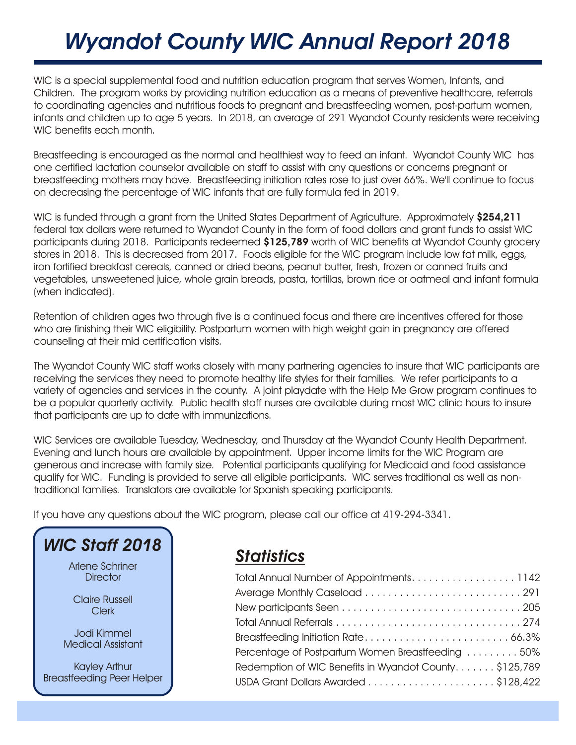# Wyandot County WIC Annual Report 2018

WIC is a special supplemental food and nutrition education program that serves Women, Infants, and Children. The program works by providing nutrition education as a means of preventive healthcare, referrals to coordinating agencies and nutritious foods to pregnant and breastfeeding women, post-partum women, infants and children up to age 5 years. In 2018, an average of 291 Wyandot County residents were receiving WIC benefits each month.

Breastfeeding is encouraged as the normal and healthiest way to feed an infant. Wyandot County WIC has one certified lactation counselor available on staff to assist with any questions or concerns pregnant or breastfeeding mothers may have. Breastfeeding initiation rates rose to just over 66%. We'll continue to focus on decreasing the percentage of WIC infants that are fully formula fed in 2019.

WIC is funded through a grant from the United States Department of Agriculture. Approximately **$254,211** federal tax dollars were returned to Wyandot County in the form of food dollars and grant funds to assist WIC participants during 2018. Participants redeemed **$125,789** worth of WIC benefits at Wyandot County grocery stores in 2018. This is decreased from 2017. Foods eligible for the WIC program include low fat milk, eggs, iron fortified breakfast cereals, canned or dried beans, peanut butter, fresh, frozen or canned fruits and vegetables, unsweetened juice, whole grain breads, pasta, tortillas, brown rice or oatmeal and infant formula (when indicated).

Retention of children ages two through five is a continued focus and there are incentives offered for those who are finishing their WIC eligibility. Postpartum women with high weight gain in pregnancy are offered counseling at their mid certification visits.

The Wyandot County WIC staff works closely with many partnering agencies to insure that WIC participants are receiving the services they need to promote healthy life styles for their families. We refer participants to a variety of agencies and services in the county. A joint playdate with the Help Me Grow program continues to be a popular quarterly activity. Public health staff nurses are available during most WIC clinic hours to insure that participants are up to date with immunizations.

WIC Services are available Tuesday, Wednesday, and Thursday at the Wyandot County Health Department. Evening and lunch hours are available by appointment. Upper income limits for the WIC Program are generous and increase with family size. Potential participants qualifying for Medicaid and food assistance qualify for WIC. Funding is provided to serve all eligible participants. WIC serves traditional as well as non-traditional families. Translators are available for Spanish speaking participants.

If you have any questions about the WIC program, please call our office at 419-294-3341.

## WIC Staff 2018

Arlene Schriner
Director

Claire Russell
Clerk

Jodi Kimmel
Medical Assistant

Kayley Arthur
Breastfeeding Peer Helper

## Statistics

| Statistic | Value |
|---|---|
| Total Annual Number of Appointments | 1142 |
| Average Monthly Caseload | 291 |
| New participants Seen | 205 |
| Total Annual Referrals | 274 |
| Breastfeeding Initiation Rate | 66.3% |
| Percentage of Postpartum Women Breastfeeding | 50% |
| Redemption of WIC Benefits in Wyandot County | $125,789 |
| USDA Grant Dollars Awarded | $128,422 |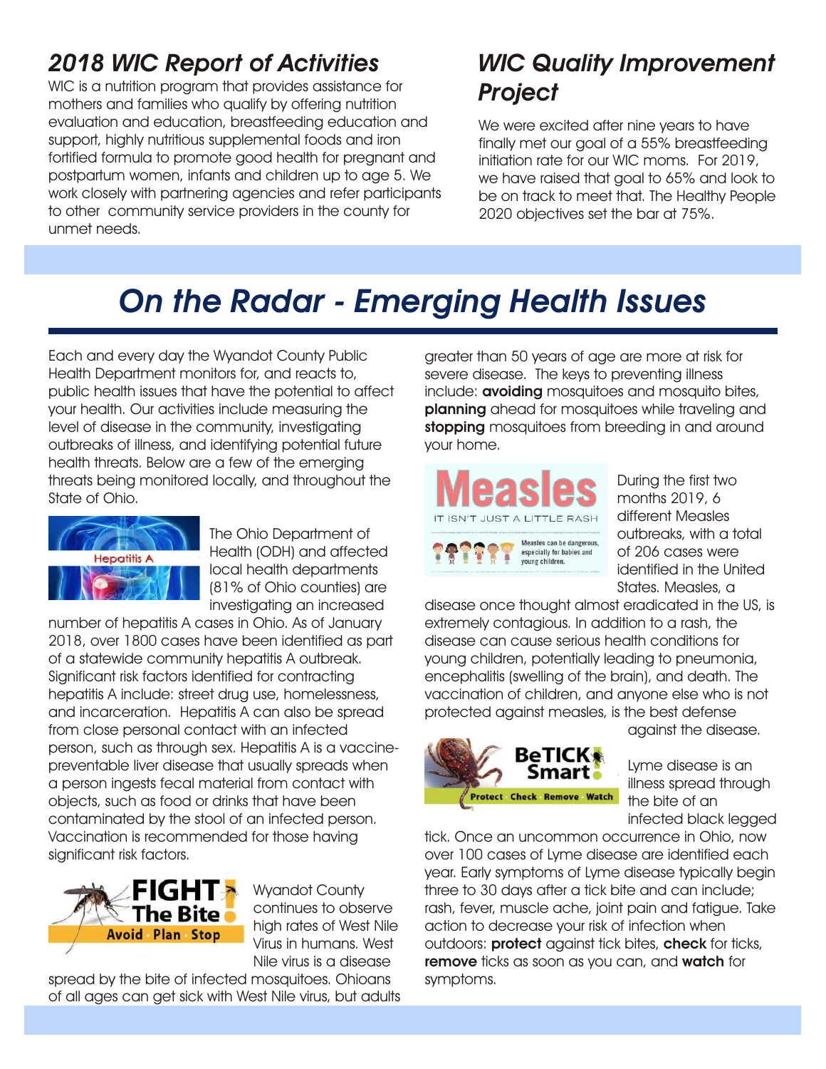## *2018 WIC Report of Activities*

WIC is a nutrition program that provides assistance for mothers and families who qualify by offering nutrition evaluation and education, breastfeeding education and support, highly nutritious supplemental foods and iron fortified formula to promote good health for pregnant and postpartum women, infants and children up to age 5. We work closely with partnering agencies and refer participants to other community service providers in the county for unmet needs.

## *WIC Quality Improvement Project*

We were excited after nine years to have finally met our goal of a 55% breastfeeding initiation rate for our WIC moms. For 2019, we have raised that goal to 65% and look to be on track to meet that. The Healthy People 2020 objectives set the bar at 75%.

# *On the Radar - Emerging Health Issues*

Each and every day the Wyandot County Public Health Department monitors for, and reacts to, public health issues that have the potential to affect your health. Our activities include measuring the level of disease in the community, investigating outbreaks of illness, and identifying potential future health threats. Below are a few of the emerging threats being monitored locally, and throughout the State of Ohio.

Hepatitis A

The Ohio Department of Health (ODH) and affected local health departments (81% of Ohio counties) are investigating an increased number of hepatitis A cases in Ohio. As of January 2018, over 1800 cases have been identified as part of a statewide community hepatitis A outbreak. Significant risk factors identified for contracting hepatitis A include: street drug use, homelessness, and incarceration. Hepatitis A can also be spread from close personal contact with an infected person, such as through sex. Hepatitis A is a vaccine-preventable liver disease that usually spreads when a person ingests fecal material from contact with objects, such as food or drinks that have been contaminated by the stool of an infected person. Vaccination is recommended for those having significant risk factors.

FIGHT The Bite
Avoid · Plan · Stop

Wyandot County continues to observe high rates of West Nile Virus in humans. West Nile virus is a disease spread by the bite of infected mosquitoes. Ohioans of all ages can get sick with West Nile virus, but adults greater than 50 years of age are more at risk for severe disease. The keys to preventing illness include: **avoiding** mosquitoes and mosquito bites, **planning** ahead for mosquitoes while traveling and **stopping** mosquitoes from breeding in and around your home.

Measles
IT ISN'T JUST A LITTLE RASH
Measles can be dangerous, especially for babies and young children.

During the first two months 2019, 6 different Measles outbreaks, with a total of 206 cases were identified in the United States. Measles, a disease once thought almost eradicated in the US, is extremely contagious. In addition to a rash, the disease can cause serious health conditions for young children, potentially leading to pneumonia, encephalitis (swelling of the brain), and death. The vaccination of children, and anyone else who is not protected against measles, is the best defense against the disease.

BeTICK Smart
Protect · Check · Remove · Watch

Lyme disease is an illness spread through the bite of an infected black legged tick. Once an uncommon occurrence in Ohio, now over 100 cases of Lyme disease are identified each year. Early symptoms of Lyme disease typically begin three to 30 days after a tick bite and can include; rash, fever, muscle ache, joint pain and fatigue. Take action to decrease your risk of infection when outdoors: **protect** against tick bites, **check** for ticks, **remove** ticks as soon as you can, and **watch** for symptoms.